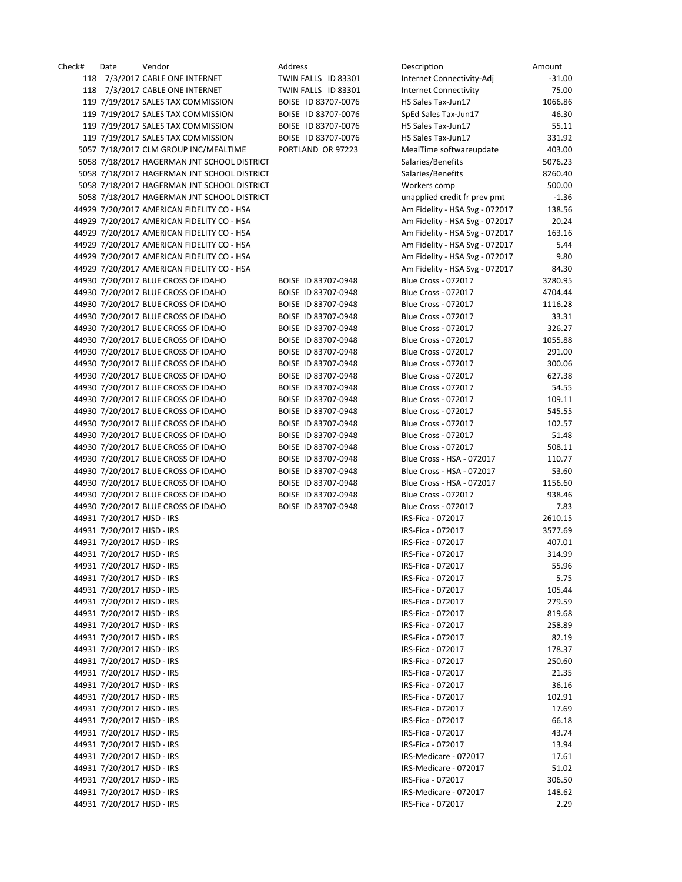| Check# | Date | Vendor | Address | Description | Amount |
|---|---|---|---|---|---|
| 118 | 7/3/2017 | CABLE ONE INTERNET | TWIN FALLS ID 83301 | Internet Connectivity-Adj | -31.00 |
| 118 | 7/3/2017 | CABLE ONE INTERNET | TWIN FALLS ID 83301 | Internet Connectivity | 75.00 |
| 119 | 7/19/2017 | SALES TAX COMMISSION | BOISE ID 83707-0076 | HS Sales Tax-Jun17 | 1066.86 |
| 119 | 7/19/2017 | SALES TAX COMMISSION | BOISE ID 83707-0076 | SpEd Sales Tax-Jun17 | 46.30 |
| 119 | 7/19/2017 | SALES TAX COMMISSION | BOISE ID 83707-0076 | HS Sales Tax-Jun17 | 55.11 |
| 119 | 7/19/2017 | SALES TAX COMMISSION | BOISE ID 83707-0076 | HS Sales Tax-Jun17 | 331.92 |
| 5057 | 7/18/2017 | CLM GROUP INC/MEALTIME | PORTLAND OR 97223 | MealTime softwareupdate | 403.00 |
| 5058 | 7/18/2017 | HAGERMAN JNT SCHOOL DISTRICT | | Salaries/Benefits | 5076.23 |
| 5058 | 7/18/2017 | HAGERMAN JNT SCHOOL DISTRICT | | Salaries/Benefits | 8260.40 |
| 5058 | 7/18/2017 | HAGERMAN JNT SCHOOL DISTRICT | | Workers comp | 500.00 |
| 5058 | 7/18/2017 | HAGERMAN JNT SCHOOL DISTRICT | | unapplied credit fr prev pmt | -1.36 |
| 44929 | 7/20/2017 | AMERICAN FIDELITY CO - HSA | | Am Fidelity - HSA Svg - 072017 | 138.56 |
| 44929 | 7/20/2017 | AMERICAN FIDELITY CO - HSA | | Am Fidelity - HSA Svg - 072017 | 20.24 |
| 44929 | 7/20/2017 | AMERICAN FIDELITY CO - HSA | | Am Fidelity - HSA Svg - 072017 | 163.16 |
| 44929 | 7/20/2017 | AMERICAN FIDELITY CO - HSA | | Am Fidelity - HSA Svg - 072017 | 5.44 |
| 44929 | 7/20/2017 | AMERICAN FIDELITY CO - HSA | | Am Fidelity - HSA Svg - 072017 | 9.80 |
| 44929 | 7/20/2017 | AMERICAN FIDELITY CO - HSA | | Am Fidelity - HSA Svg - 072017 | 84.30 |
| 44930 | 7/20/2017 | BLUE CROSS OF IDAHO | BOISE ID 83707-0948 | Blue Cross - 072017 | 3280.95 |
| 44930 | 7/20/2017 | BLUE CROSS OF IDAHO | BOISE ID 83707-0948 | Blue Cross - 072017 | 4704.44 |
| 44930 | 7/20/2017 | BLUE CROSS OF IDAHO | BOISE ID 83707-0948 | Blue Cross - 072017 | 1116.28 |
| 44930 | 7/20/2017 | BLUE CROSS OF IDAHO | BOISE ID 83707-0948 | Blue Cross - 072017 | 33.31 |
| 44930 | 7/20/2017 | BLUE CROSS OF IDAHO | BOISE ID 83707-0948 | Blue Cross - 072017 | 326.27 |
| 44930 | 7/20/2017 | BLUE CROSS OF IDAHO | BOISE ID 83707-0948 | Blue Cross - 072017 | 1055.88 |
| 44930 | 7/20/2017 | BLUE CROSS OF IDAHO | BOISE ID 83707-0948 | Blue Cross - 072017 | 291.00 |
| 44930 | 7/20/2017 | BLUE CROSS OF IDAHO | BOISE ID 83707-0948 | Blue Cross - 072017 | 300.06 |
| 44930 | 7/20/2017 | BLUE CROSS OF IDAHO | BOISE ID 83707-0948 | Blue Cross - 072017 | 627.38 |
| 44930 | 7/20/2017 | BLUE CROSS OF IDAHO | BOISE ID 83707-0948 | Blue Cross - 072017 | 54.55 |
| 44930 | 7/20/2017 | BLUE CROSS OF IDAHO | BOISE ID 83707-0948 | Blue Cross - 072017 | 109.11 |
| 44930 | 7/20/2017 | BLUE CROSS OF IDAHO | BOISE ID 83707-0948 | Blue Cross - 072017 | 545.55 |
| 44930 | 7/20/2017 | BLUE CROSS OF IDAHO | BOISE ID 83707-0948 | Blue Cross - 072017 | 102.57 |
| 44930 | 7/20/2017 | BLUE CROSS OF IDAHO | BOISE ID 83707-0948 | Blue Cross - 072017 | 51.48 |
| 44930 | 7/20/2017 | BLUE CROSS OF IDAHO | BOISE ID 83707-0948 | Blue Cross - 072017 | 508.11 |
| 44930 | 7/20/2017 | BLUE CROSS OF IDAHO | BOISE ID 83707-0948 | Blue Cross - HSA - 072017 | 110.77 |
| 44930 | 7/20/2017 | BLUE CROSS OF IDAHO | BOISE ID 83707-0948 | Blue Cross - HSA - 072017 | 53.60 |
| 44930 | 7/20/2017 | BLUE CROSS OF IDAHO | BOISE ID 83707-0948 | Blue Cross - HSA - 072017 | 1156.60 |
| 44930 | 7/20/2017 | BLUE CROSS OF IDAHO | BOISE ID 83707-0948 | Blue Cross - 072017 | 938.46 |
| 44930 | 7/20/2017 | BLUE CROSS OF IDAHO | BOISE ID 83707-0948 | Blue Cross - 072017 | 7.83 |
| 44931 | 7/20/2017 | HJSD - IRS | | IRS-Fica - 072017 | 2610.15 |
| 44931 | 7/20/2017 | HJSD - IRS | | IRS-Fica - 072017 | 3577.69 |
| 44931 | 7/20/2017 | HJSD - IRS | | IRS-Fica - 072017 | 407.01 |
| 44931 | 7/20/2017 | HJSD - IRS | | IRS-Fica - 072017 | 314.99 |
| 44931 | 7/20/2017 | HJSD - IRS | | IRS-Fica - 072017 | 55.96 |
| 44931 | 7/20/2017 | HJSD - IRS | | IRS-Fica - 072017 | 5.75 |
| 44931 | 7/20/2017 | HJSD - IRS | | IRS-Fica - 072017 | 105.44 |
| 44931 | 7/20/2017 | HJSD - IRS | | IRS-Fica - 072017 | 279.59 |
| 44931 | 7/20/2017 | HJSD - IRS | | IRS-Fica - 072017 | 819.68 |
| 44931 | 7/20/2017 | HJSD - IRS | | IRS-Fica - 072017 | 258.89 |
| 44931 | 7/20/2017 | HJSD - IRS | | IRS-Fica - 072017 | 82.19 |
| 44931 | 7/20/2017 | HJSD - IRS | | IRS-Fica - 072017 | 178.37 |
| 44931 | 7/20/2017 | HJSD - IRS | | IRS-Fica - 072017 | 250.60 |
| 44931 | 7/20/2017 | HJSD - IRS | | IRS-Fica - 072017 | 21.35 |
| 44931 | 7/20/2017 | HJSD - IRS | | IRS-Fica - 072017 | 36.16 |
| 44931 | 7/20/2017 | HJSD - IRS | | IRS-Fica - 072017 | 102.91 |
| 44931 | 7/20/2017 | HJSD - IRS | | IRS-Fica - 072017 | 17.69 |
| 44931 | 7/20/2017 | HJSD - IRS | | IRS-Fica - 072017 | 66.18 |
| 44931 | 7/20/2017 | HJSD - IRS | | IRS-Fica - 072017 | 43.74 |
| 44931 | 7/20/2017 | HJSD - IRS | | IRS-Fica - 072017 | 13.94 |
| 44931 | 7/20/2017 | HJSD - IRS | | IRS-Medicare - 072017 | 17.61 |
| 44931 | 7/20/2017 | HJSD - IRS | | IRS-Medicare - 072017 | 51.02 |
| 44931 | 7/20/2017 | HJSD - IRS | | IRS-Fica - 072017 | 306.50 |
| 44931 | 7/20/2017 | HJSD - IRS | | IRS-Medicare - 072017 | 148.62 |
| 44931 | 7/20/2017 | HJSD - IRS | | IRS-Fica - 072017 | 2.29 |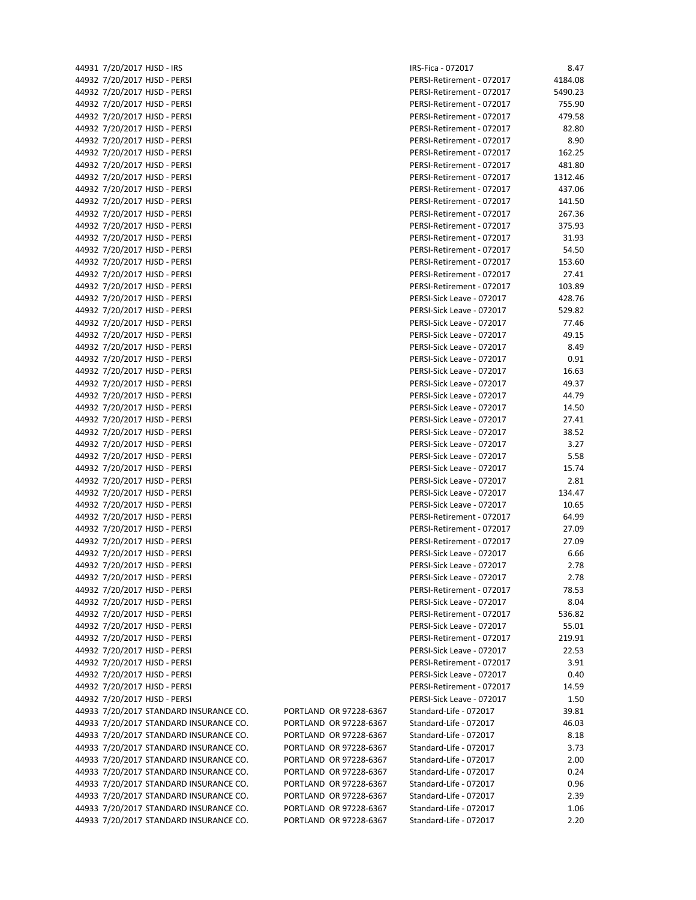| | | | | | |
|---|---|---|---|---|---|
| 44931 | 7/20/2017 | HJSD - IRS | | IRS-Fica - 072017 | 8.47 |
| 44932 | 7/20/2017 | HJSD - PERSI | | PERSI-Retirement - 072017 | 4184.08 |
| 44932 | 7/20/2017 | HJSD - PERSI | | PERSI-Retirement - 072017 | 5490.23 |
| 44932 | 7/20/2017 | HJSD - PERSI | | PERSI-Retirement - 072017 | 755.90 |
| 44932 | 7/20/2017 | HJSD - PERSI | | PERSI-Retirement - 072017 | 479.58 |
| 44932 | 7/20/2017 | HJSD - PERSI | | PERSI-Retirement - 072017 | 82.80 |
| 44932 | 7/20/2017 | HJSD - PERSI | | PERSI-Retirement - 072017 | 8.90 |
| 44932 | 7/20/2017 | HJSD - PERSI | | PERSI-Retirement - 072017 | 162.25 |
| 44932 | 7/20/2017 | HJSD - PERSI | | PERSI-Retirement - 072017 | 481.80 |
| 44932 | 7/20/2017 | HJSD - PERSI | | PERSI-Retirement - 072017 | 1312.46 |
| 44932 | 7/20/2017 | HJSD - PERSI | | PERSI-Retirement - 072017 | 437.06 |
| 44932 | 7/20/2017 | HJSD - PERSI | | PERSI-Retirement - 072017 | 141.50 |
| 44932 | 7/20/2017 | HJSD - PERSI | | PERSI-Retirement - 072017 | 267.36 |
| 44932 | 7/20/2017 | HJSD - PERSI | | PERSI-Retirement - 072017 | 375.93 |
| 44932 | 7/20/2017 | HJSD - PERSI | | PERSI-Retirement - 072017 | 31.93 |
| 44932 | 7/20/2017 | HJSD - PERSI | | PERSI-Retirement - 072017 | 54.50 |
| 44932 | 7/20/2017 | HJSD - PERSI | | PERSI-Retirement - 072017 | 153.60 |
| 44932 | 7/20/2017 | HJSD - PERSI | | PERSI-Retirement - 072017 | 27.41 |
| 44932 | 7/20/2017 | HJSD - PERSI | | PERSI-Retirement - 072017 | 103.89 |
| 44932 | 7/20/2017 | HJSD - PERSI | | PERSI-Sick Leave - 072017 | 428.76 |
| 44932 | 7/20/2017 | HJSD - PERSI | | PERSI-Sick Leave - 072017 | 529.82 |
| 44932 | 7/20/2017 | HJSD - PERSI | | PERSI-Sick Leave - 072017 | 77.46 |
| 44932 | 7/20/2017 | HJSD - PERSI | | PERSI-Sick Leave - 072017 | 49.15 |
| 44932 | 7/20/2017 | HJSD - PERSI | | PERSI-Sick Leave - 072017 | 8.49 |
| 44932 | 7/20/2017 | HJSD - PERSI | | PERSI-Sick Leave - 072017 | 0.91 |
| 44932 | 7/20/2017 | HJSD - PERSI | | PERSI-Sick Leave - 072017 | 16.63 |
| 44932 | 7/20/2017 | HJSD - PERSI | | PERSI-Sick Leave - 072017 | 49.37 |
| 44932 | 7/20/2017 | HJSD - PERSI | | PERSI-Sick Leave - 072017 | 44.79 |
| 44932 | 7/20/2017 | HJSD - PERSI | | PERSI-Sick Leave - 072017 | 14.50 |
| 44932 | 7/20/2017 | HJSD - PERSI | | PERSI-Sick Leave - 072017 | 27.41 |
| 44932 | 7/20/2017 | HJSD - PERSI | | PERSI-Sick Leave - 072017 | 38.52 |
| 44932 | 7/20/2017 | HJSD - PERSI | | PERSI-Sick Leave - 072017 | 3.27 |
| 44932 | 7/20/2017 | HJSD - PERSI | | PERSI-Sick Leave - 072017 | 5.58 |
| 44932 | 7/20/2017 | HJSD - PERSI | | PERSI-Sick Leave - 072017 | 15.74 |
| 44932 | 7/20/2017 | HJSD - PERSI | | PERSI-Sick Leave - 072017 | 2.81 |
| 44932 | 7/20/2017 | HJSD - PERSI | | PERSI-Sick Leave - 072017 | 134.47 |
| 44932 | 7/20/2017 | HJSD - PERSI | | PERSI-Sick Leave - 072017 | 10.65 |
| 44932 | 7/20/2017 | HJSD - PERSI | | PERSI-Retirement - 072017 | 64.99 |
| 44932 | 7/20/2017 | HJSD - PERSI | | PERSI-Retirement - 072017 | 27.09 |
| 44932 | 7/20/2017 | HJSD - PERSI | | PERSI-Retirement - 072017 | 27.09 |
| 44932 | 7/20/2017 | HJSD - PERSI | | PERSI-Sick Leave - 072017 | 6.66 |
| 44932 | 7/20/2017 | HJSD - PERSI | | PERSI-Sick Leave - 072017 | 2.78 |
| 44932 | 7/20/2017 | HJSD - PERSI | | PERSI-Sick Leave - 072017 | 2.78 |
| 44932 | 7/20/2017 | HJSD - PERSI | | PERSI-Retirement - 072017 | 78.53 |
| 44932 | 7/20/2017 | HJSD - PERSI | | PERSI-Sick Leave - 072017 | 8.04 |
| 44932 | 7/20/2017 | HJSD - PERSI | | PERSI-Retirement - 072017 | 536.82 |
| 44932 | 7/20/2017 | HJSD - PERSI | | PERSI-Sick Leave - 072017 | 55.01 |
| 44932 | 7/20/2017 | HJSD - PERSI | | PERSI-Retirement - 072017 | 219.91 |
| 44932 | 7/20/2017 | HJSD - PERSI | | PERSI-Sick Leave - 072017 | 22.53 |
| 44932 | 7/20/2017 | HJSD - PERSI | | PERSI-Retirement - 072017 | 3.91 |
| 44932 | 7/20/2017 | HJSD - PERSI | | PERSI-Sick Leave - 072017 | 0.40 |
| 44932 | 7/20/2017 | HJSD - PERSI | | PERSI-Retirement - 072017 | 14.59 |
| 44932 | 7/20/2017 | HJSD - PERSI | | PERSI-Sick Leave - 072017 | 1.50 |
| 44933 | 7/20/2017 | STANDARD INSURANCE CO. | PORTLAND OR 97228-6367 | Standard-Life - 072017 | 39.81 |
| 44933 | 7/20/2017 | STANDARD INSURANCE CO. | PORTLAND OR 97228-6367 | Standard-Life - 072017 | 46.03 |
| 44933 | 7/20/2017 | STANDARD INSURANCE CO. | PORTLAND OR 97228-6367 | Standard-Life - 072017 | 8.18 |
| 44933 | 7/20/2017 | STANDARD INSURANCE CO. | PORTLAND OR 97228-6367 | Standard-Life - 072017 | 3.73 |
| 44933 | 7/20/2017 | STANDARD INSURANCE CO. | PORTLAND OR 97228-6367 | Standard-Life - 072017 | 2.00 |
| 44933 | 7/20/2017 | STANDARD INSURANCE CO. | PORTLAND OR 97228-6367 | Standard-Life - 072017 | 0.24 |
| 44933 | 7/20/2017 | STANDARD INSURANCE CO. | PORTLAND OR 97228-6367 | Standard-Life - 072017 | 0.96 |
| 44933 | 7/20/2017 | STANDARD INSURANCE CO. | PORTLAND OR 97228-6367 | Standard-Life - 072017 | 2.39 |
| 44933 | 7/20/2017 | STANDARD INSURANCE CO. | PORTLAND OR 97228-6367 | Standard-Life - 072017 | 1.06 |
| 44933 | 7/20/2017 | STANDARD INSURANCE CO. | PORTLAND OR 97228-6367 | Standard-Life - 072017 | 2.20 |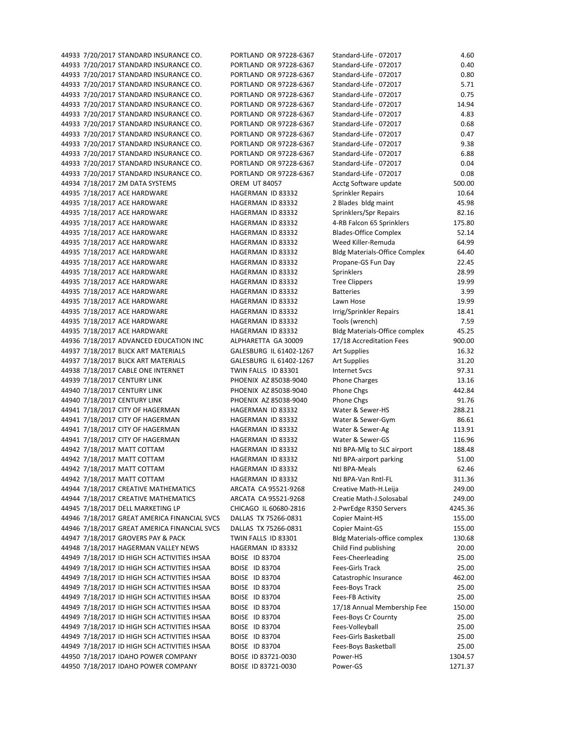| | | | | | |
|---|---|---|---|---|---|
| 44933 | 7/20/2017 | STANDARD INSURANCE CO. | PORTLAND OR 97228-6367 | Standard-Life - 072017 | 4.60 |
| 44933 | 7/20/2017 | STANDARD INSURANCE CO. | PORTLAND OR 97228-6367 | Standard-Life - 072017 | 0.40 |
| 44933 | 7/20/2017 | STANDARD INSURANCE CO. | PORTLAND OR 97228-6367 | Standard-Life - 072017 | 0.80 |
| 44933 | 7/20/2017 | STANDARD INSURANCE CO. | PORTLAND OR 97228-6367 | Standard-Life - 072017 | 5.71 |
| 44933 | 7/20/2017 | STANDARD INSURANCE CO. | PORTLAND OR 97228-6367 | Standard-Life - 072017 | 0.75 |
| 44933 | 7/20/2017 | STANDARD INSURANCE CO. | PORTLAND OR 97228-6367 | Standard-Life - 072017 | 14.94 |
| 44933 | 7/20/2017 | STANDARD INSURANCE CO. | PORTLAND OR 97228-6367 | Standard-Life - 072017 | 4.83 |
| 44933 | 7/20/2017 | STANDARD INSURANCE CO. | PORTLAND OR 97228-6367 | Standard-Life - 072017 | 0.68 |
| 44933 | 7/20/2017 | STANDARD INSURANCE CO. | PORTLAND OR 97228-6367 | Standard-Life - 072017 | 0.47 |
| 44933 | 7/20/2017 | STANDARD INSURANCE CO. | PORTLAND OR 97228-6367 | Standard-Life - 072017 | 9.38 |
| 44933 | 7/20/2017 | STANDARD INSURANCE CO. | PORTLAND OR 97228-6367 | Standard-Life - 072017 | 6.88 |
| 44933 | 7/20/2017 | STANDARD INSURANCE CO. | PORTLAND OR 97228-6367 | Standard-Life - 072017 | 0.04 |
| 44933 | 7/20/2017 | STANDARD INSURANCE CO. | PORTLAND OR 97228-6367 | Standard-Life - 072017 | 0.08 |
| 44934 | 7/18/2017 | 2M DATA SYSTEMS | OREM UT 84057 | Acctg Software update | 500.00 |
| 44935 | 7/18/2017 | ACE HARDWARE | HAGERMAN ID 83332 | Sprinkler Repairs | 10.64 |
| 44935 | 7/18/2017 | ACE HARDWARE | HAGERMAN ID 83332 | 2 Blades bldg maint | 45.98 |
| 44935 | 7/18/2017 | ACE HARDWARE | HAGERMAN ID 83332 | Sprinklers/Spr Repairs | 82.16 |
| 44935 | 7/18/2017 | ACE HARDWARE | HAGERMAN ID 83332 | 4-RB Falcon 65 Sprinklers | 175.80 |
| 44935 | 7/18/2017 | ACE HARDWARE | HAGERMAN ID 83332 | Blades-Office Complex | 52.14 |
| 44935 | 7/18/2017 | ACE HARDWARE | HAGERMAN ID 83332 | Weed Killer-Remuda | 64.99 |
| 44935 | 7/18/2017 | ACE HARDWARE | HAGERMAN ID 83332 | Bldg Materials-Office Complex | 64.40 |
| 44935 | 7/18/2017 | ACE HARDWARE | HAGERMAN ID 83332 | Propane-GS Fun Day | 22.45 |
| 44935 | 7/18/2017 | ACE HARDWARE | HAGERMAN ID 83332 | Sprinklers | 28.99 |
| 44935 | 7/18/2017 | ACE HARDWARE | HAGERMAN ID 83332 | Tree Clippers | 19.99 |
| 44935 | 7/18/2017 | ACE HARDWARE | HAGERMAN ID 83332 | Batteries | 3.99 |
| 44935 | 7/18/2017 | ACE HARDWARE | HAGERMAN ID 83332 | Lawn Hose | 19.99 |
| 44935 | 7/18/2017 | ACE HARDWARE | HAGERMAN ID 83332 | Irrig/Sprinkler Repairs | 18.41 |
| 44935 | 7/18/2017 | ACE HARDWARE | HAGERMAN ID 83332 | Tools (wrench) | 7.59 |
| 44935 | 7/18/2017 | ACE HARDWARE | HAGERMAN ID 83332 | Bldg Materials-Office complex | 45.25 |
| 44936 | 7/18/2017 | ADVANCED EDUCATION INC | ALPHARETTA GA 30009 | 17/18 Accreditation Fees | 900.00 |
| 44937 | 7/18/2017 | BLICK ART MATERIALS | GALESBURG IL 61402-1267 | Art Supplies | 16.32 |
| 44937 | 7/18/2017 | BLICK ART MATERIALS | GALESBURG IL 61402-1267 | Art Supplies | 31.20 |
| 44938 | 7/18/2017 | CABLE ONE INTERNET | TWIN FALLS ID 83301 | Internet Svcs | 97.31 |
| 44939 | 7/18/2017 | CENTURY LINK | PHOENIX AZ 85038-9040 | Phone Charges | 13.16 |
| 44940 | 7/18/2017 | CENTURY LINK | PHOENIX AZ 85038-9040 | Phone Chgs | 442.84 |
| 44940 | 7/18/2017 | CENTURY LINK | PHOENIX AZ 85038-9040 | Phone Chgs | 91.76 |
| 44941 | 7/18/2017 | CITY OF HAGERMAN | HAGERMAN ID 83332 | Water & Sewer-HS | 288.21 |
| 44941 | 7/18/2017 | CITY OF HAGERMAN | HAGERMAN ID 83332 | Water & Sewer-Gym | 86.61 |
| 44941 | 7/18/2017 | CITY OF HAGERMAN | HAGERMAN ID 83332 | Water & Sewer-Ag | 113.91 |
| 44941 | 7/18/2017 | CITY OF HAGERMAN | HAGERMAN ID 83332 | Water & Sewer-GS | 116.96 |
| 44942 | 7/18/2017 | MATT COTTAM | HAGERMAN ID 83332 | Ntl BPA-Mlg to SLC airport | 188.48 |
| 44942 | 7/18/2017 | MATT COTTAM | HAGERMAN ID 83332 | Ntl BPA-airport parking | 51.00 |
| 44942 | 7/18/2017 | MATT COTTAM | HAGERMAN ID 83332 | Ntl BPA-Meals | 62.46 |
| 44942 | 7/18/2017 | MATT COTTAM | HAGERMAN ID 83332 | Ntl BPA-Van Rntl-FL | 311.36 |
| 44944 | 7/18/2017 | CREATIVE MATHEMATICS | ARCATA CA 95521-9268 | Creative Math-H.Leija | 249.00 |
| 44944 | 7/18/2017 | CREATIVE MATHEMATICS | ARCATA CA 95521-9268 | Creatie Math-J.Solosabal | 249.00 |
| 44945 | 7/18/2017 | DELL MARKETING LP | CHICAGO IL 60680-2816 | 2-PwrEdge R350 Servers | 4245.36 |
| 44946 | 7/18/2017 | GREAT AMERICA FINANCIAL SVCS | DALLAS TX 75266-0831 | Copier Maint-HS | 155.00 |
| 44946 | 7/18/2017 | GREAT AMERICA FINANCIAL SVCS | DALLAS TX 75266-0831 | Copier Maint-GS | 155.00 |
| 44947 | 7/18/2017 | GROVERS PAY & PACK | TWIN FALLS ID 83301 | Bldg Materials-office complex | 130.68 |
| 44948 | 7/18/2017 | HAGERMAN VALLEY NEWS | HAGERMAN ID 83332 | Child Find publishing | 20.00 |
| 44949 | 7/18/2017 | ID HIGH SCH ACTIVITIES IHSAA | BOISE ID 83704 | Fees-Cheerleading | 25.00 |
| 44949 | 7/18/2017 | ID HIGH SCH ACTIVITIES IHSAA | BOISE ID 83704 | Fees-Girls Track | 25.00 |
| 44949 | 7/18/2017 | ID HIGH SCH ACTIVITIES IHSAA | BOISE ID 83704 | Catastrophic Insurance | 462.00 |
| 44949 | 7/18/2017 | ID HIGH SCH ACTIVITIES IHSAA | BOISE ID 83704 | Fees-Boys Track | 25.00 |
| 44949 | 7/18/2017 | ID HIGH SCH ACTIVITIES IHSAA | BOISE ID 83704 | Fees-FB Activity | 25.00 |
| 44949 | 7/18/2017 | ID HIGH SCH ACTIVITIES IHSAA | BOISE ID 83704 | 17/18 Annual Membership Fee | 150.00 |
| 44949 | 7/18/2017 | ID HIGH SCH ACTIVITIES IHSAA | BOISE ID 83704 | Fees-Boys Cr Cournty | 25.00 |
| 44949 | 7/18/2017 | ID HIGH SCH ACTIVITIES IHSAA | BOISE ID 83704 | Fees-Volleyball | 25.00 |
| 44949 | 7/18/2017 | ID HIGH SCH ACTIVITIES IHSAA | BOISE ID 83704 | Fees-Girls Basketball | 25.00 |
| 44949 | 7/18/2017 | ID HIGH SCH ACTIVITIES IHSAA | BOISE ID 83704 | Fees-Boys Basketball | 25.00 |
| 44950 | 7/18/2017 | IDAHO POWER COMPANY | BOISE ID 83721-0030 | Power-HS | 1304.57 |
| 44950 | 7/18/2017 | IDAHO POWER COMPANY | BOISE ID 83721-0030 | Power-GS | 1271.37 |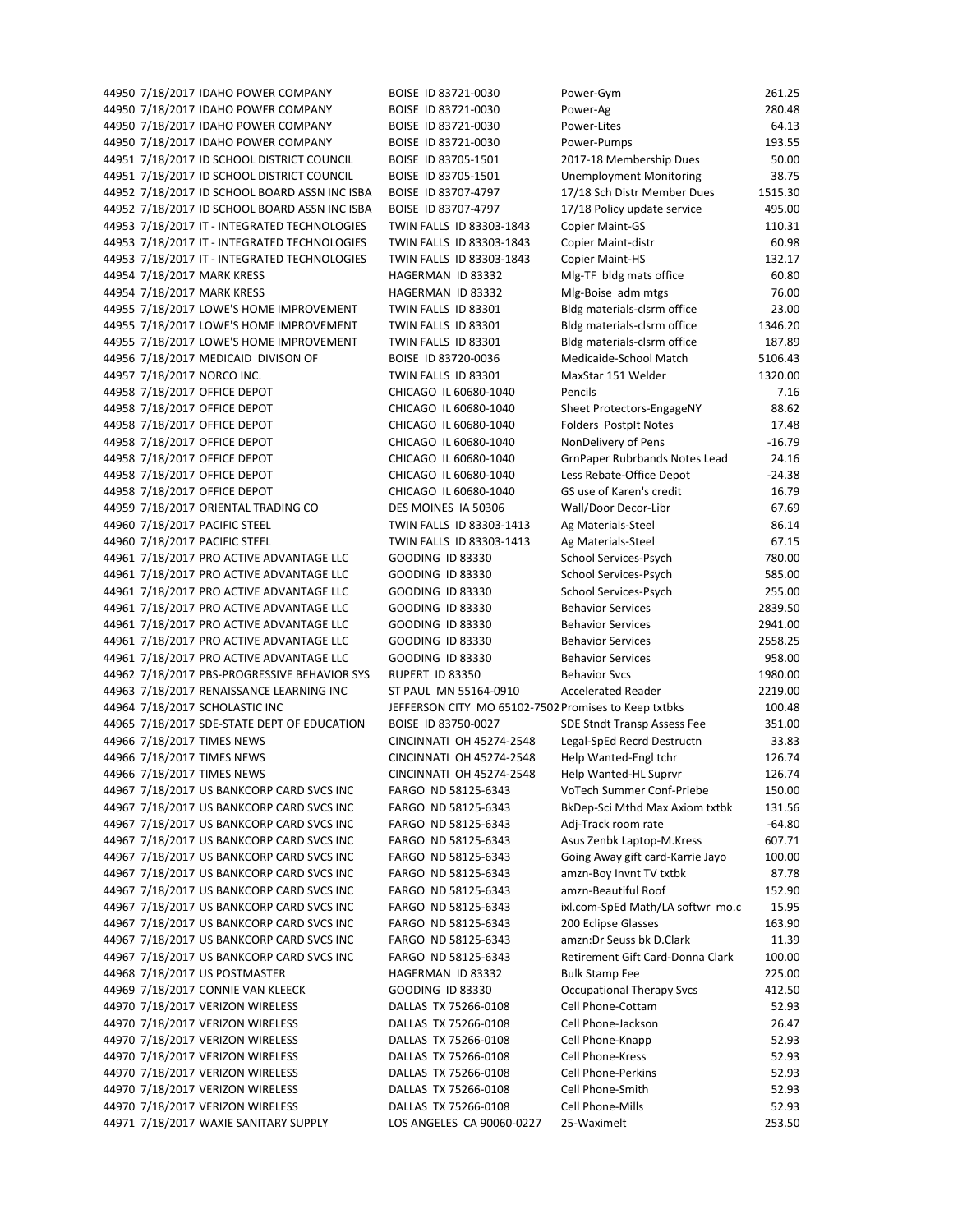| | | | | | |
|---|---|---|---|---|---|
| 44950 | 7/18/2017 | IDAHO POWER COMPANY | BOISE ID 83721-0030 | Power-Gym | 261.25 |
| 44950 | 7/18/2017 | IDAHO POWER COMPANY | BOISE ID 83721-0030 | Power-Ag | 280.48 |
| 44950 | 7/18/2017 | IDAHO POWER COMPANY | BOISE ID 83721-0030 | Power-Lites | 64.13 |
| 44950 | 7/18/2017 | IDAHO POWER COMPANY | BOISE ID 83721-0030 | Power-Pumps | 193.55 |
| 44951 | 7/18/2017 | ID SCHOOL DISTRICT COUNCIL | BOISE ID 83705-1501 | 2017-18 Membership Dues | 50.00 |
| 44951 | 7/18/2017 | ID SCHOOL DISTRICT COUNCIL | BOISE ID 83705-1501 | Unemployment Monitoring | 38.75 |
| 44952 | 7/18/2017 | ID SCHOOL BOARD ASSN INC ISBA | BOISE ID 83707-4797 | 17/18 Sch Distr Member Dues | 1515.30 |
| 44952 | 7/18/2017 | ID SCHOOL BOARD ASSN INC ISBA | BOISE ID 83707-4797 | 17/18 Policy update service | 495.00 |
| 44953 | 7/18/2017 | IT - INTEGRATED TECHNOLOGIES | TWIN FALLS ID 83303-1843 | Copier Maint-GS | 110.31 |
| 44953 | 7/18/2017 | IT - INTEGRATED TECHNOLOGIES | TWIN FALLS ID 83303-1843 | Copier Maint-distr | 60.98 |
| 44953 | 7/18/2017 | IT - INTEGRATED TECHNOLOGIES | TWIN FALLS ID 83303-1843 | Copier Maint-HS | 132.17 |
| 44954 | 7/18/2017 | MARK KRESS | HAGERMAN ID 83332 | Mlg-TF bldg mats office | 60.80 |
| 44954 | 7/18/2017 | MARK KRESS | HAGERMAN ID 83332 | Mlg-Boise adm mtgs | 76.00 |
| 44955 | 7/18/2017 | LOWE'S HOME IMPROVEMENT | TWIN FALLS ID 83301 | Bldg materials-clsrm office | 23.00 |
| 44955 | 7/18/2017 | LOWE'S HOME IMPROVEMENT | TWIN FALLS ID 83301 | Bldg materials-clsrm office | 1346.20 |
| 44955 | 7/18/2017 | LOWE'S HOME IMPROVEMENT | TWIN FALLS ID 83301 | Bldg materials-clsrm office | 187.89 |
| 44956 | 7/18/2017 | MEDICAID DIVISON OF | BOISE ID 83720-0036 | Medicaide-School Match | 5106.43 |
| 44957 | 7/18/2017 | NORCO INC. | TWIN FALLS ID 83301 | MaxStar 151 Welder | 1320.00 |
| 44958 | 7/18/2017 | OFFICE DEPOT | CHICAGO IL 60680-1040 | Pencils | 7.16 |
| 44958 | 7/18/2017 | OFFICE DEPOT | CHICAGO IL 60680-1040 | Sheet Protectors-EngageNY | 88.62 |
| 44958 | 7/18/2017 | OFFICE DEPOT | CHICAGO IL 60680-1040 | Folders PostpIt Notes | 17.48 |
| 44958 | 7/18/2017 | OFFICE DEPOT | CHICAGO IL 60680-1040 | NonDelivery of Pens | -16.79 |
| 44958 | 7/18/2017 | OFFICE DEPOT | CHICAGO IL 60680-1040 | GrnPaper Rubrbands Notes Lead | 24.16 |
| 44958 | 7/18/2017 | OFFICE DEPOT | CHICAGO IL 60680-1040 | Less Rebate-Office Depot | -24.38 |
| 44958 | 7/18/2017 | OFFICE DEPOT | CHICAGO IL 60680-1040 | GS use of Karen's credit | 16.79 |
| 44959 | 7/18/2017 | ORIENTAL TRADING CO | DES MOINES IA 50306 | Wall/Door Decor-Libr | 67.69 |
| 44960 | 7/18/2017 | PACIFIC STEEL | TWIN FALLS ID 83303-1413 | Ag Materials-Steel | 86.14 |
| 44960 | 7/18/2017 | PACIFIC STEEL | TWIN FALLS ID 83303-1413 | Ag Materials-Steel | 67.15 |
| 44961 | 7/18/2017 | PRO ACTIVE ADVANTAGE LLC | GOODING ID 83330 | School Services-Psych | 780.00 |
| 44961 | 7/18/2017 | PRO ACTIVE ADVANTAGE LLC | GOODING ID 83330 | School Services-Psych | 585.00 |
| 44961 | 7/18/2017 | PRO ACTIVE ADVANTAGE LLC | GOODING ID 83330 | School Services-Psych | 255.00 |
| 44961 | 7/18/2017 | PRO ACTIVE ADVANTAGE LLC | GOODING ID 83330 | Behavior Services | 2839.50 |
| 44961 | 7/18/2017 | PRO ACTIVE ADVANTAGE LLC | GOODING ID 83330 | Behavior Services | 2941.00 |
| 44961 | 7/18/2017 | PRO ACTIVE ADVANTAGE LLC | GOODING ID 83330 | Behavior Services | 2558.25 |
| 44961 | 7/18/2017 | PRO ACTIVE ADVANTAGE LLC | GOODING ID 83330 | Behavior Services | 958.00 |
| 44962 | 7/18/2017 | PBS-PROGRESSIVE BEHAVIOR SYS | RUPERT ID 83350 | Behavior Svcs | 1980.00 |
| 44963 | 7/18/2017 | RENAISSANCE LEARNING INC | ST PAUL MN 55164-0910 | Accelerated Reader | 2219.00 |
| 44964 | 7/18/2017 | SCHOLASTIC INC | JEFFERSON CITY MO 65102-7502 | Promises to Keep txtbks | 100.48 |
| 44965 | 7/18/2017 | SDE-STATE DEPT OF EDUCATION | BOISE ID 83750-0027 | SDE Stndt Transp Assess Fee | 351.00 |
| 44966 | 7/18/2017 | TIMES NEWS | CINCINNATI OH 45274-2548 | Legal-SpEd Recrd Destructn | 33.83 |
| 44966 | 7/18/2017 | TIMES NEWS | CINCINNATI OH 45274-2548 | Help Wanted-Engl tchr | 126.74 |
| 44966 | 7/18/2017 | TIMES NEWS | CINCINNATI OH 45274-2548 | Help Wanted-HL Suprvr | 126.74 |
| 44967 | 7/18/2017 | US BANKCORP CARD SVCS INC | FARGO ND 58125-6343 | VoTech Summer Conf-Priebe | 150.00 |
| 44967 | 7/18/2017 | US BANKCORP CARD SVCS INC | FARGO ND 58125-6343 | BkDep-Sci Mthd Max Axiom txtbk | 131.56 |
| 44967 | 7/18/2017 | US BANKCORP CARD SVCS INC | FARGO ND 58125-6343 | Adj-Track room rate | -64.80 |
| 44967 | 7/18/2017 | US BANKCORP CARD SVCS INC | FARGO ND 58125-6343 | Asus Zenbk Laptop-M.Kress | 607.71 |
| 44967 | 7/18/2017 | US BANKCORP CARD SVCS INC | FARGO ND 58125-6343 | Going Away gift card-Karrie Jayo | 100.00 |
| 44967 | 7/18/2017 | US BANKCORP CARD SVCS INC | FARGO ND 58125-6343 | amzn-Boy Invnt TV txtbk | 87.78 |
| 44967 | 7/18/2017 | US BANKCORP CARD SVCS INC | FARGO ND 58125-6343 | amzn-Beautiful Roof | 152.90 |
| 44967 | 7/18/2017 | US BANKCORP CARD SVCS INC | FARGO ND 58125-6343 | ixl.com-SpEd Math/LA softwr mo.c | 15.95 |
| 44967 | 7/18/2017 | US BANKCORP CARD SVCS INC | FARGO ND 58125-6343 | 200 Eclipse Glasses | 163.90 |
| 44967 | 7/18/2017 | US BANKCORP CARD SVCS INC | FARGO ND 58125-6343 | amzn:Dr Seuss bk D.Clark | 11.39 |
| 44967 | 7/18/2017 | US BANKCORP CARD SVCS INC | FARGO ND 58125-6343 | Retirement Gift Card-Donna Clark | 100.00 |
| 44968 | 7/18/2017 | US POSTMASTER | HAGERMAN ID 83332 | Bulk Stamp Fee | 225.00 |
| 44969 | 7/18/2017 | CONNIE VAN KLEECK | GOODING ID 83330 | Occupational Therapy Svcs | 412.50 |
| 44970 | 7/18/2017 | VERIZON WIRELESS | DALLAS TX 75266-0108 | Cell Phone-Cottam | 52.93 |
| 44970 | 7/18/2017 | VERIZON WIRELESS | DALLAS TX 75266-0108 | Cell Phone-Jackson | 26.47 |
| 44970 | 7/18/2017 | VERIZON WIRELESS | DALLAS TX 75266-0108 | Cell Phone-Knapp | 52.93 |
| 44970 | 7/18/2017 | VERIZON WIRELESS | DALLAS TX 75266-0108 | Cell Phone-Kress | 52.93 |
| 44970 | 7/18/2017 | VERIZON WIRELESS | DALLAS TX 75266-0108 | Cell Phone-Perkins | 52.93 |
| 44970 | 7/18/2017 | VERIZON WIRELESS | DALLAS TX 75266-0108 | Cell Phone-Smith | 52.93 |
| 44970 | 7/18/2017 | VERIZON WIRELESS | DALLAS TX 75266-0108 | Cell Phone-Mills | 52.93 |
| 44971 | 7/18/2017 | WAXIE SANITARY SUPPLY | LOS ANGELES CA 90060-0227 | 25-Waximelt | 253.50 |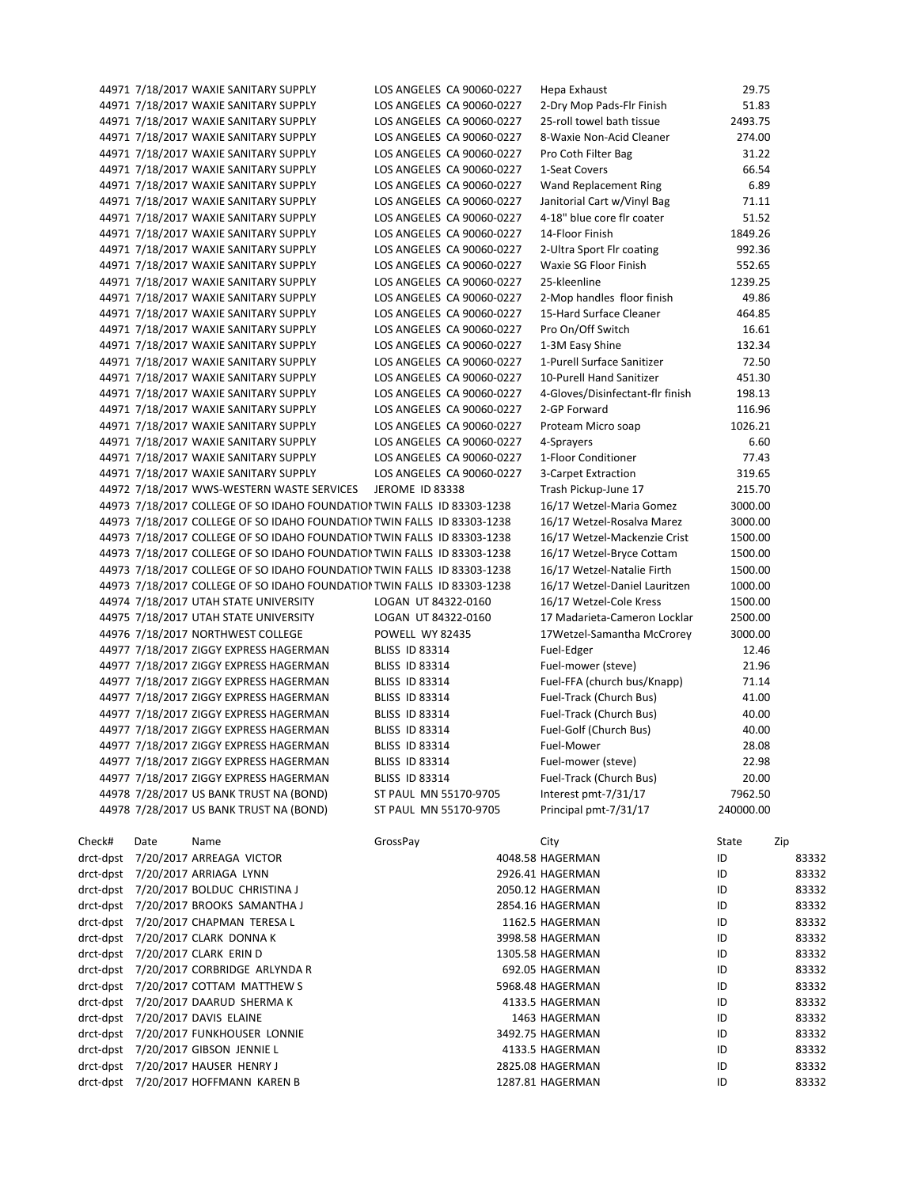| | | | | | |
|---|---|---|---|---|---|
| 44971 | 7/18/2017 | WAXIE SANITARY SUPPLY | LOS ANGELES CA 90060-0227 | Hepa Exhaust | 29.75 |
| 44971 | 7/18/2017 | WAXIE SANITARY SUPPLY | LOS ANGELES CA 90060-0227 | 2-Dry Mop Pads-Flr Finish | 51.83 |
| 44971 | 7/18/2017 | WAXIE SANITARY SUPPLY | LOS ANGELES CA 90060-0227 | 25-roll towel bath tissue | 2493.75 |
| 44971 | 7/18/2017 | WAXIE SANITARY SUPPLY | LOS ANGELES CA 90060-0227 | 8-Waxie Non-Acid Cleaner | 274.00 |
| 44971 | 7/18/2017 | WAXIE SANITARY SUPPLY | LOS ANGELES CA 90060-0227 | Pro Coth Filter Bag | 31.22 |
| 44971 | 7/18/2017 | WAXIE SANITARY SUPPLY | LOS ANGELES CA 90060-0227 | 1-Seat Covers | 66.54 |
| 44971 | 7/18/2017 | WAXIE SANITARY SUPPLY | LOS ANGELES CA 90060-0227 | Wand Replacement Ring | 6.89 |
| 44971 | 7/18/2017 | WAXIE SANITARY SUPPLY | LOS ANGELES CA 90060-0227 | Janitorial Cart w/Vinyl Bag | 71.11 |
| 44971 | 7/18/2017 | WAXIE SANITARY SUPPLY | LOS ANGELES CA 90060-0227 | 4-18" blue core flr coater | 51.52 |
| 44971 | 7/18/2017 | WAXIE SANITARY SUPPLY | LOS ANGELES CA 90060-0227 | 14-Floor Finish | 1849.26 |
| 44971 | 7/18/2017 | WAXIE SANITARY SUPPLY | LOS ANGELES CA 90060-0227 | 2-Ultra Sport Flr coating | 992.36 |
| 44971 | 7/18/2017 | WAXIE SANITARY SUPPLY | LOS ANGELES CA 90060-0227 | Waxie SG Floor Finish | 552.65 |
| 44971 | 7/18/2017 | WAXIE SANITARY SUPPLY | LOS ANGELES CA 90060-0227 | 25-kleenline | 1239.25 |
| 44971 | 7/18/2017 | WAXIE SANITARY SUPPLY | LOS ANGELES CA 90060-0227 | 2-Mop handles floor finish | 49.86 |
| 44971 | 7/18/2017 | WAXIE SANITARY SUPPLY | LOS ANGELES CA 90060-0227 | 15-Hard Surface Cleaner | 464.85 |
| 44971 | 7/18/2017 | WAXIE SANITARY SUPPLY | LOS ANGELES CA 90060-0227 | Pro On/Off Switch | 16.61 |
| 44971 | 7/18/2017 | WAXIE SANITARY SUPPLY | LOS ANGELES CA 90060-0227 | 1-3M Easy Shine | 132.34 |
| 44971 | 7/18/2017 | WAXIE SANITARY SUPPLY | LOS ANGELES CA 90060-0227 | 1-Purell Surface Sanitizer | 72.50 |
| 44971 | 7/18/2017 | WAXIE SANITARY SUPPLY | LOS ANGELES CA 90060-0227 | 10-Purell Hand Sanitizer | 451.30 |
| 44971 | 7/18/2017 | WAXIE SANITARY SUPPLY | LOS ANGELES CA 90060-0227 | 4-Gloves/Disinfectant-flr finish | 198.13 |
| 44971 | 7/18/2017 | WAXIE SANITARY SUPPLY | LOS ANGELES CA 90060-0227 | 2-GP Forward | 116.96 |
| 44971 | 7/18/2017 | WAXIE SANITARY SUPPLY | LOS ANGELES CA 90060-0227 | Proteam Micro soap | 1026.21 |
| 44971 | 7/18/2017 | WAXIE SANITARY SUPPLY | LOS ANGELES CA 90060-0227 | 4-Sprayers | 6.60 |
| 44971 | 7/18/2017 | WAXIE SANITARY SUPPLY | LOS ANGELES CA 90060-0227 | 1-Floor Conditioner | 77.43 |
| 44971 | 7/18/2017 | WAXIE SANITARY SUPPLY | LOS ANGELES CA 90060-0227 | 3-Carpet Extraction | 319.65 |
| 44972 | 7/18/2017 | WWS-WESTERN WASTE SERVICES | JEROME ID 83338 | Trash Pickup-June 17 | 215.70 |
| 44973 | 7/18/2017 | COLLEGE OF SO IDAHO FOUNDATION | TWIN FALLS ID 83303-1238 | 16/17 Wetzel-Maria Gomez | 3000.00 |
| 44973 | 7/18/2017 | COLLEGE OF SO IDAHO FOUNDATION | TWIN FALLS ID 83303-1238 | 16/17 Wetzel-Rosalva Marez | 3000.00 |
| 44973 | 7/18/2017 | COLLEGE OF SO IDAHO FOUNDATION | TWIN FALLS ID 83303-1238 | 16/17 Wetzel-Mackenzie Crist | 1500.00 |
| 44973 | 7/18/2017 | COLLEGE OF SO IDAHO FOUNDATION | TWIN FALLS ID 83303-1238 | 16/17 Wetzel-Bryce Cottam | 1500.00 |
| 44973 | 7/18/2017 | COLLEGE OF SO IDAHO FOUNDATION | TWIN FALLS ID 83303-1238 | 16/17 Wetzel-Natalie Firth | 1500.00 |
| 44973 | 7/18/2017 | COLLEGE OF SO IDAHO FOUNDATION | TWIN FALLS ID 83303-1238 | 16/17 Wetzel-Daniel Lauritzen | 1000.00 |
| 44974 | 7/18/2017 | UTAH STATE UNIVERSITY | LOGAN UT 84322-0160 | 16/17 Wetzel-Cole Kress | 1500.00 |
| 44975 | 7/18/2017 | UTAH STATE UNIVERSITY | LOGAN UT 84322-0160 | 17 Madarieta-Cameron Locklar | 2500.00 |
| 44976 | 7/18/2017 | NORTHWEST COLLEGE | POWELL WY 82435 | 17Wetzel-Samantha McCrorey | 3000.00 |
| 44977 | 7/18/2017 | ZIGGY EXPRESS HAGERMAN | BLISS ID 83314 | Fuel-Edger | 12.46 |
| 44977 | 7/18/2017 | ZIGGY EXPRESS HAGERMAN | BLISS ID 83314 | Fuel-mower (steve) | 21.96 |
| 44977 | 7/18/2017 | ZIGGY EXPRESS HAGERMAN | BLISS ID 83314 | Fuel-FFA (church bus/Knapp) | 71.14 |
| 44977 | 7/18/2017 | ZIGGY EXPRESS HAGERMAN | BLISS ID 83314 | Fuel-Track (Church Bus) | 41.00 |
| 44977 | 7/18/2017 | ZIGGY EXPRESS HAGERMAN | BLISS ID 83314 | Fuel-Track (Church Bus) | 40.00 |
| 44977 | 7/18/2017 | ZIGGY EXPRESS HAGERMAN | BLISS ID 83314 | Fuel-Golf (Church Bus) | 40.00 |
| 44977 | 7/18/2017 | ZIGGY EXPRESS HAGERMAN | BLISS ID 83314 | Fuel-Mower | 28.08 |
| 44977 | 7/18/2017 | ZIGGY EXPRESS HAGERMAN | BLISS ID 83314 | Fuel-mower (steve) | 22.98 |
| 44977 | 7/18/2017 | ZIGGY EXPRESS HAGERMAN | BLISS ID 83314 | Fuel-Track (Church Bus) | 20.00 |
| 44978 | 7/28/2017 | US BANK TRUST NA (BOND) | ST PAUL MN 55170-9705 | Interest pmt-7/31/17 | 7962.50 |
| 44978 | 7/28/2017 | US BANK TRUST NA (BOND) | ST PAUL MN 55170-9705 | Principal pmt-7/31/17 | 240000.00 |

| Check# | Date | Name | GrossPay | City | State | Zip |
|---|---|---|---|---|---|---|
| drct-dpst | 7/20/2017 | ARREAGA VICTOR | 4048.58 | HAGERMAN | ID | 83332 |
| drct-dpst | 7/20/2017 | ARRIAGA LYNN | 2926.41 | HAGERMAN | ID | 83332 |
| drct-dpst | 7/20/2017 | BOLDUC CHRISTINA J | 2050.12 | HAGERMAN | ID | 83332 |
| drct-dpst | 7/20/2017 | BROOKS SAMANTHA J | 2854.16 | HAGERMAN | ID | 83332 |
| drct-dpst | 7/20/2017 | CHAPMAN TERESA L | 1162.5 | HAGERMAN | ID | 83332 |
| drct-dpst | 7/20/2017 | CLARK DONNA K | 3998.58 | HAGERMAN | ID | 83332 |
| drct-dpst | 7/20/2017 | CLARK ERIN D | 1305.58 | HAGERMAN | ID | 83332 |
| drct-dpst | 7/20/2017 | CORBRIDGE ARLYNDA R | 692.05 | HAGERMAN | ID | 83332 |
| drct-dpst | 7/20/2017 | COTTAM MATTHEW S | 5968.48 | HAGERMAN | ID | 83332 |
| drct-dpst | 7/20/2017 | DAARUD SHERMA K | 4133.5 | HAGERMAN | ID | 83332 |
| drct-dpst | 7/20/2017 | DAVIS ELAINE | 1463 | HAGERMAN | ID | 83332 |
| drct-dpst | 7/20/2017 | FUNKHOUSER LONNIE | 3492.75 | HAGERMAN | ID | 83332 |
| drct-dpst | 7/20/2017 | GIBSON JENNIE L | 4133.5 | HAGERMAN | ID | 83332 |
| drct-dpst | 7/20/2017 | HAUSER HENRY J | 2825.08 | HAGERMAN | ID | 83332 |
| drct-dpst | 7/20/2017 | HOFFMANN KAREN B | 1287.81 | HAGERMAN | ID | 83332 |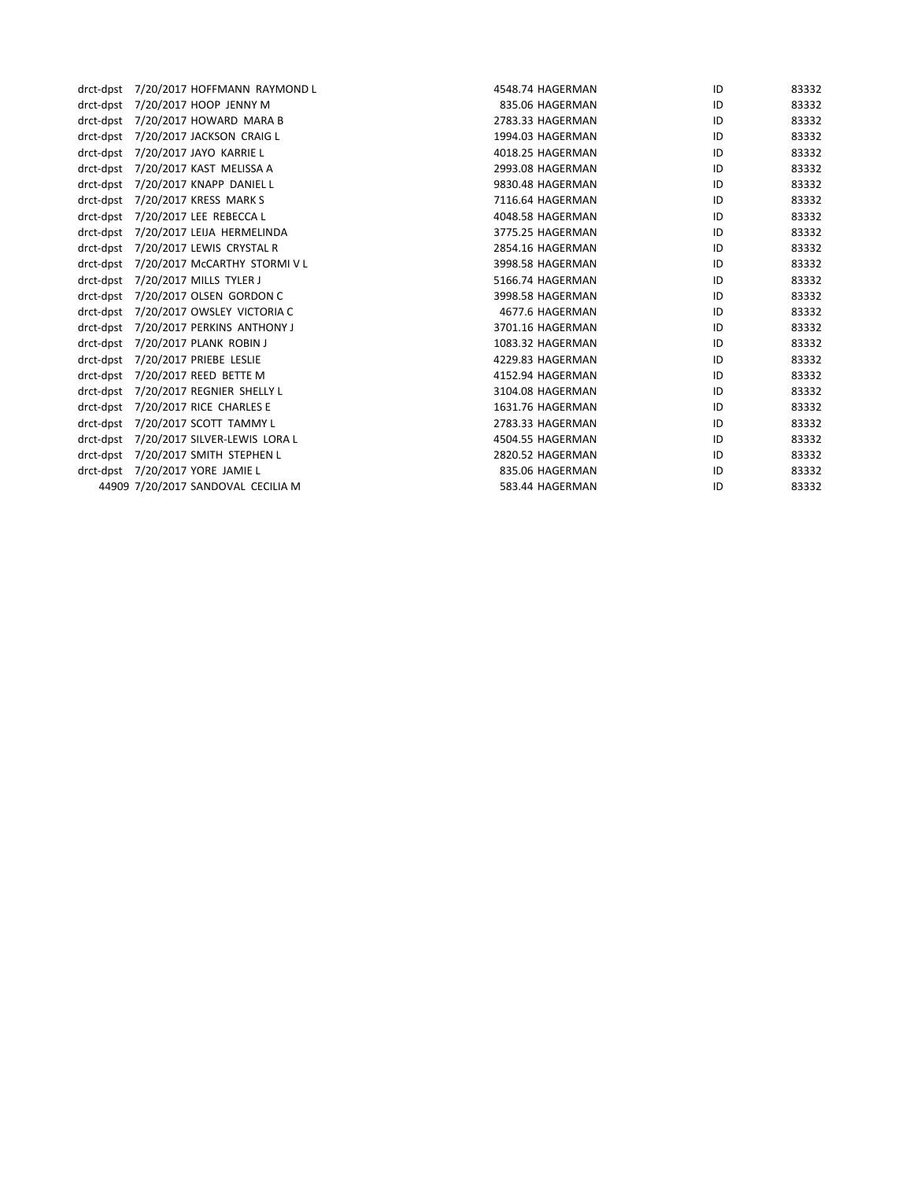| | | | | | | |
|---|---|---|---|---|---|---|
| drct-dpst | 7/20/2017 | HOFFMANN RAYMOND L | 4548.74 | HAGERMAN | ID | 83332 |
| drct-dpst | 7/20/2017 | HOOP JENNY M | 835.06 | HAGERMAN | ID | 83332 |
| drct-dpst | 7/20/2017 | HOWARD MARA B | 2783.33 | HAGERMAN | ID | 83332 |
| drct-dpst | 7/20/2017 | JACKSON CRAIG L | 1994.03 | HAGERMAN | ID | 83332 |
| drct-dpst | 7/20/2017 | JAYO KARRIE L | 4018.25 | HAGERMAN | ID | 83332 |
| drct-dpst | 7/20/2017 | KAST MELISSA A | 2993.08 | HAGERMAN | ID | 83332 |
| drct-dpst | 7/20/2017 | KNAPP DANIEL L | 9830.48 | HAGERMAN | ID | 83332 |
| drct-dpst | 7/20/2017 | KRESS MARK S | 7116.64 | HAGERMAN | ID | 83332 |
| drct-dpst | 7/20/2017 | LEE REBECCA L | 4048.58 | HAGERMAN | ID | 83332 |
| drct-dpst | 7/20/2017 | LEIJA HERMELINDA | 3775.25 | HAGERMAN | ID | 83332 |
| drct-dpst | 7/20/2017 | LEWIS CRYSTAL R | 2854.16 | HAGERMAN | ID | 83332 |
| drct-dpst | 7/20/2017 | McCARTHY STORMI V L | 3998.58 | HAGERMAN | ID | 83332 |
| drct-dpst | 7/20/2017 | MILLS TYLER J | 5166.74 | HAGERMAN | ID | 83332 |
| drct-dpst | 7/20/2017 | OLSEN GORDON C | 3998.58 | HAGERMAN | ID | 83332 |
| drct-dpst | 7/20/2017 | OWSLEY VICTORIA C | 4677.6 | HAGERMAN | ID | 83332 |
| drct-dpst | 7/20/2017 | PERKINS ANTHONY J | 3701.16 | HAGERMAN | ID | 83332 |
| drct-dpst | 7/20/2017 | PLANK ROBIN J | 1083.32 | HAGERMAN | ID | 83332 |
| drct-dpst | 7/20/2017 | PRIEBE LESLIE | 4229.83 | HAGERMAN | ID | 83332 |
| drct-dpst | 7/20/2017 | REED BETTE M | 4152.94 | HAGERMAN | ID | 83332 |
| drct-dpst | 7/20/2017 | REGNIER SHELLY L | 3104.08 | HAGERMAN | ID | 83332 |
| drct-dpst | 7/20/2017 | RICE CHARLES E | 1631.76 | HAGERMAN | ID | 83332 |
| drct-dpst | 7/20/2017 | SCOTT TAMMY L | 2783.33 | HAGERMAN | ID | 83332 |
| drct-dpst | 7/20/2017 | SILVER-LEWIS LORA L | 4504.55 | HAGERMAN | ID | 83332 |
| drct-dpst | 7/20/2017 | SMITH STEPHEN L | 2820.52 | HAGERMAN | ID | 83332 |
| drct-dpst | 7/20/2017 | YORE JAMIE L | 835.06 | HAGERMAN | ID | 83332 |
| 44909 | 7/20/2017 | SANDOVAL CECILIA M | 583.44 | HAGERMAN | ID | 83332 |